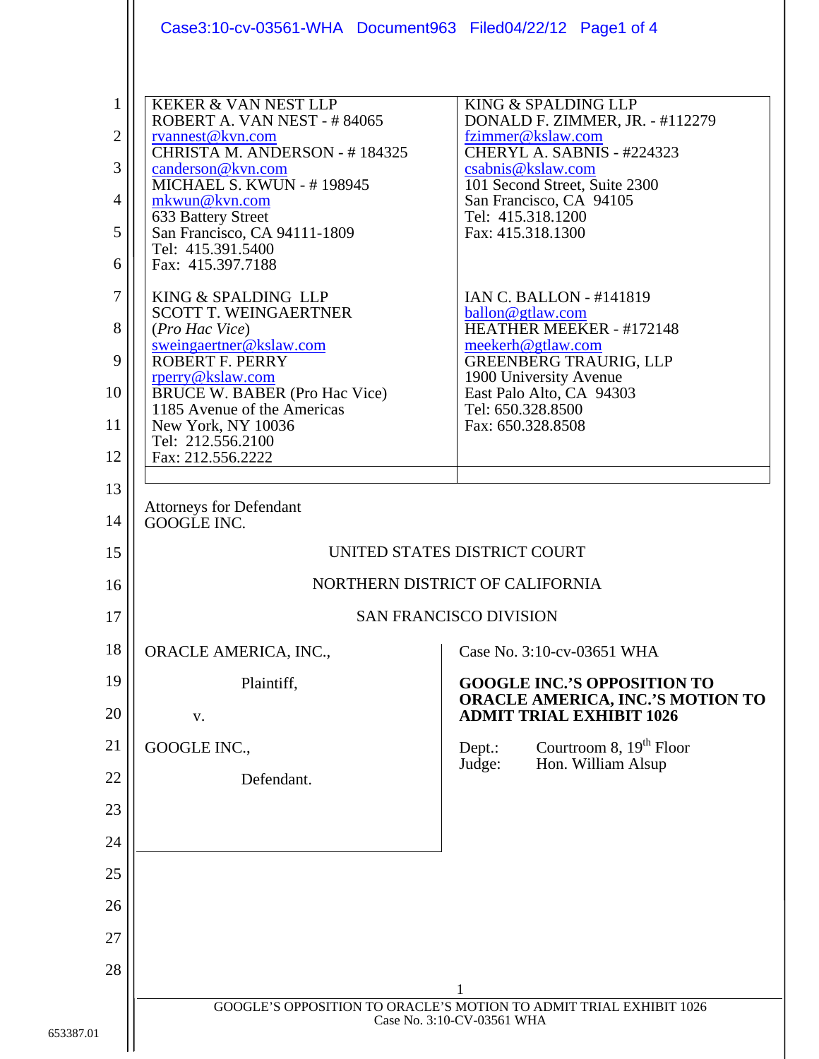KEKER & VAN NEST LLP
ROBERT A. VAN NEST - # 84065
rvannest@kvn.com
CHRISTA M. ANDERSON - # 184325
canderson@kvn.com
MICHAEL S. KWUN - # 198945
mkwun@kvn.com
633 Battery Street
San Francisco, CA 94111-1809
Tel: 415.391.5400
Fax: 415.397.7188

KING & SPALDING LLP
DONALD F. ZIMMER, JR. - #112279
fzimmer@kslaw.com
CHERYL A. SABNIS - #224323
csabnis@kslaw.com
101 Second Street, Suite 2300
San Francisco, CA 94105
Tel: 415.318.1200
Fax: 415.318.1300

KING & SPALDING LLP
SCOTT T. WEINGAERTNER
(*Pro Hac Vice*)
sweingaertner@kslaw.com
ROBERT F. PERRY
rperry@kslaw.com
BRUCE W. BABER (Pro Hac Vice)
1185 Avenue of the Americas
New York, NY 10036
Tel: 212.556.2100
Fax: 212.556.2222

IAN C. BALLON - #141819
ballon@gtlaw.com
HEATHER MEEKER - #172148
meekerh@gtlaw.com
GREENBERG TRAURIG, LLP
1900 University Avenue
East Palo Alto, CA 94303
Tel: 650.328.8500
Fax: 650.328.8508

Attorneys for Defendant
GOOGLE INC.

UNITED STATES DISTRICT COURT

NORTHERN DISTRICT OF CALIFORNIA

SAN FRANCISCO DIVISION

ORACLE AMERICA, INC.,

Plaintiff,

v.

GOOGLE INC.,

Defendant.

Case No. 3:10-cv-03651 WHA

**GOOGLE INC.'S OPPOSITION TO ORACLE AMERICA, INC.'S MOTION TO ADMIT TRIAL EXHIBIT 1026**

Dept.: Courtroom 8, 19th Floor
Judge: Hon. William Alsup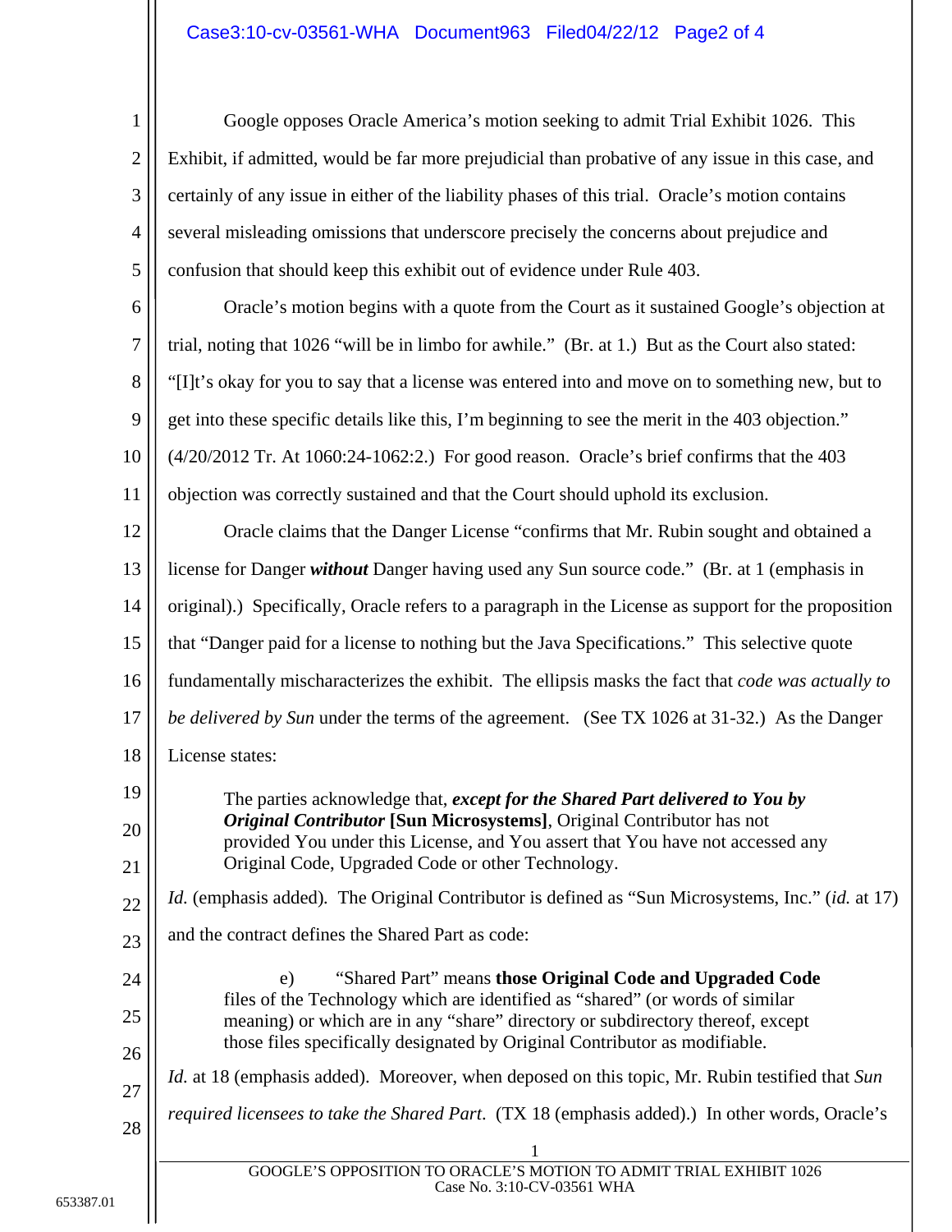Google opposes Oracle America's motion seeking to admit Trial Exhibit 1026. This Exhibit, if admitted, would be far more prejudicial than probative of any issue in this case, and certainly of any issue in either of the liability phases of this trial. Oracle's motion contains several misleading omissions that underscore precisely the concerns about prejudice and confusion that should keep this exhibit out of evidence under Rule 403.

Oracle's motion begins with a quote from the Court as it sustained Google's objection at trial, noting that 1026 "will be in limbo for awhile." (Br. at 1.) But as the Court also stated: "[I]t's okay for you to say that a license was entered into and move on to something new, but to get into these specific details like this, I'm beginning to see the merit in the 403 objection." (4/20/2012 Tr. At 1060:24-1062:2.) For good reason. Oracle's brief confirms that the 403 objection was correctly sustained and that the Court should uphold its exclusion.

Oracle claims that the Danger License "confirms that Mr. Rubin sought and obtained a license for Danger ***without*** Danger having used any Sun source code." (Br. at 1 (emphasis in original).) Specifically, Oracle refers to a paragraph in the License as support for the proposition that "Danger paid for a license to nothing but the Java Specifications." This selective quote fundamentally mischaracterizes the exhibit. The ellipsis masks the fact that *code was actually to be delivered by Sun* under the terms of the agreement. (See TX 1026 at 31-32.) As the Danger License states:

> The parties acknowledge that, ***except for the Shared Part delivered to You by Original Contributor*** **[Sun Microsystems]**, Original Contributor has not provided You under this License, and You assert that You have not accessed any Original Code, Upgraded Code or other Technology.

*Id.* (emphasis added). The Original Contributor is defined as "Sun Microsystems, Inc." (*id.* at 17) and the contract defines the Shared Part as code:

> e) "Shared Part" means **those Original Code and Upgraded Code** files of the Technology which are identified as "shared" (or words of similar meaning) or which are in any "share" directory or subdirectory thereof, except those files specifically designated by Original Contributor as modifiable.

*Id.* at 18 (emphasis added). Moreover, when deposed on this topic, Mr. Rubin testified that *Sun required licensees to take the Shared Part*. (TX 18 (emphasis added).) In other words, Oracle's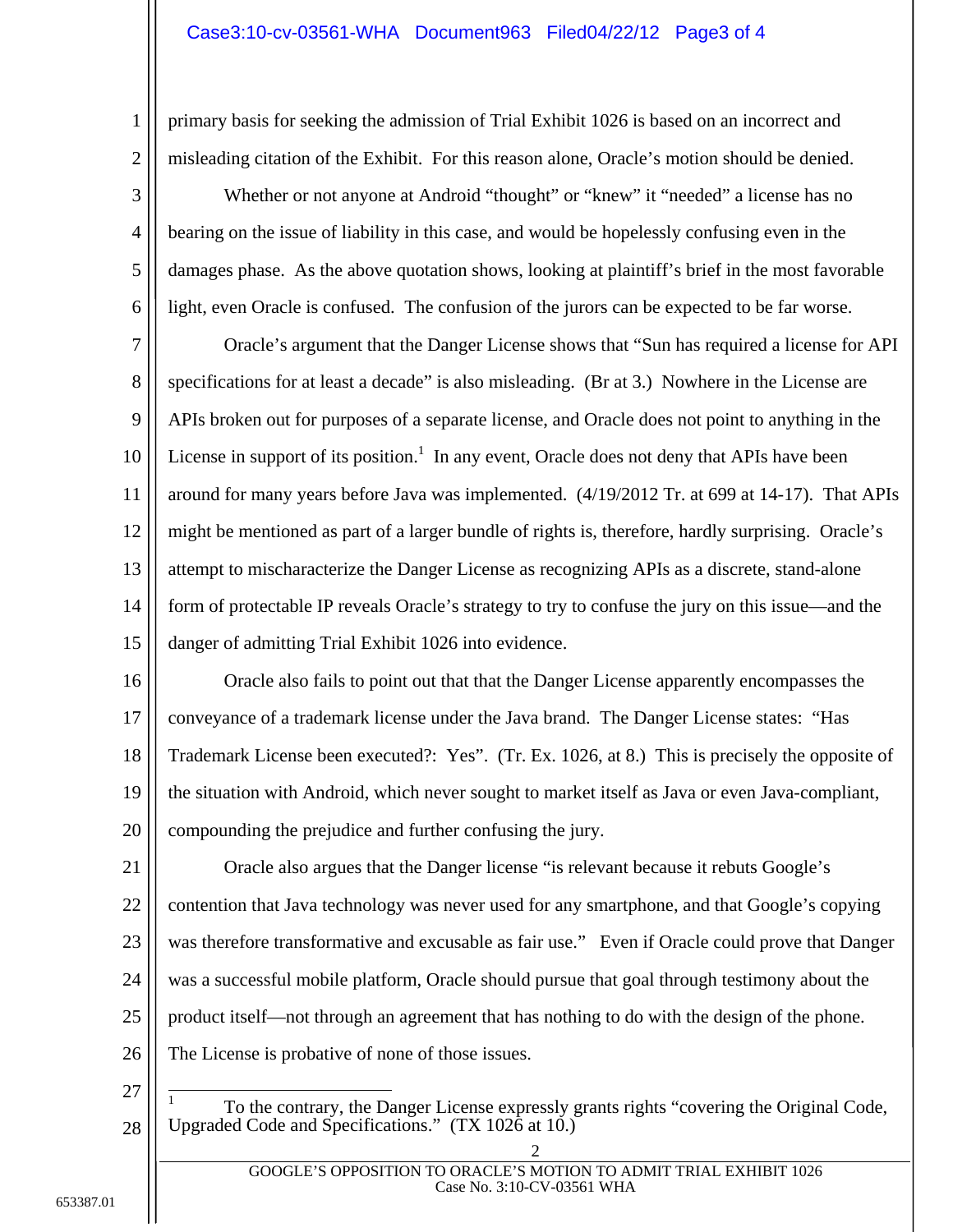primary basis for seeking the admission of Trial Exhibit 1026 is based on an incorrect and misleading citation of the Exhibit. For this reason alone, Oracle's motion should be denied.

Whether or not anyone at Android "thought" or "knew" it "needed" a license has no bearing on the issue of liability in this case, and would be hopelessly confusing even in the damages phase. As the above quotation shows, looking at plaintiff's brief in the most favorable light, even Oracle is confused. The confusion of the jurors can be expected to be far worse.

Oracle's argument that the Danger License shows that "Sun has required a license for API specifications for at least a decade" is also misleading. (Br at 3.) Nowhere in the License are APIs broken out for purposes of a separate license, and Oracle does not point to anything in the License in support of its position.[1] In any event, Oracle does not deny that APIs have been around for many years before Java was implemented. (4/19/2012 Tr. at 699 at 14-17). That APIs might be mentioned as part of a larger bundle of rights is, therefore, hardly surprising. Oracle's attempt to mischaracterize the Danger License as recognizing APIs as a discrete, stand-alone form of protectable IP reveals Oracle's strategy to try to confuse the jury on this issue—and the danger of admitting Trial Exhibit 1026 into evidence.

Oracle also fails to point out that that the Danger License apparently encompasses the conveyance of a trademark license under the Java brand. The Danger License states: "Has Trademark License been executed?: Yes". (Tr. Ex. 1026, at 8.) This is precisely the opposite of the situation with Android, which never sought to market itself as Java or even Java-compliant, compounding the prejudice and further confusing the jury.

Oracle also argues that the Danger license "is relevant because it rebuts Google's contention that Java technology was never used for any smartphone, and that Google's copying was therefore transformative and excusable as fair use." Even if Oracle could prove that Danger was a successful mobile platform, Oracle should pursue that goal through testimony about the product itself—not through an agreement that has nothing to do with the design of the phone. The License is probative of none of those issues.

---

[1] To the contrary, the Danger License expressly grants rights "covering the Original Code, Upgraded Code and Specifications." (TX 1026 at 10.)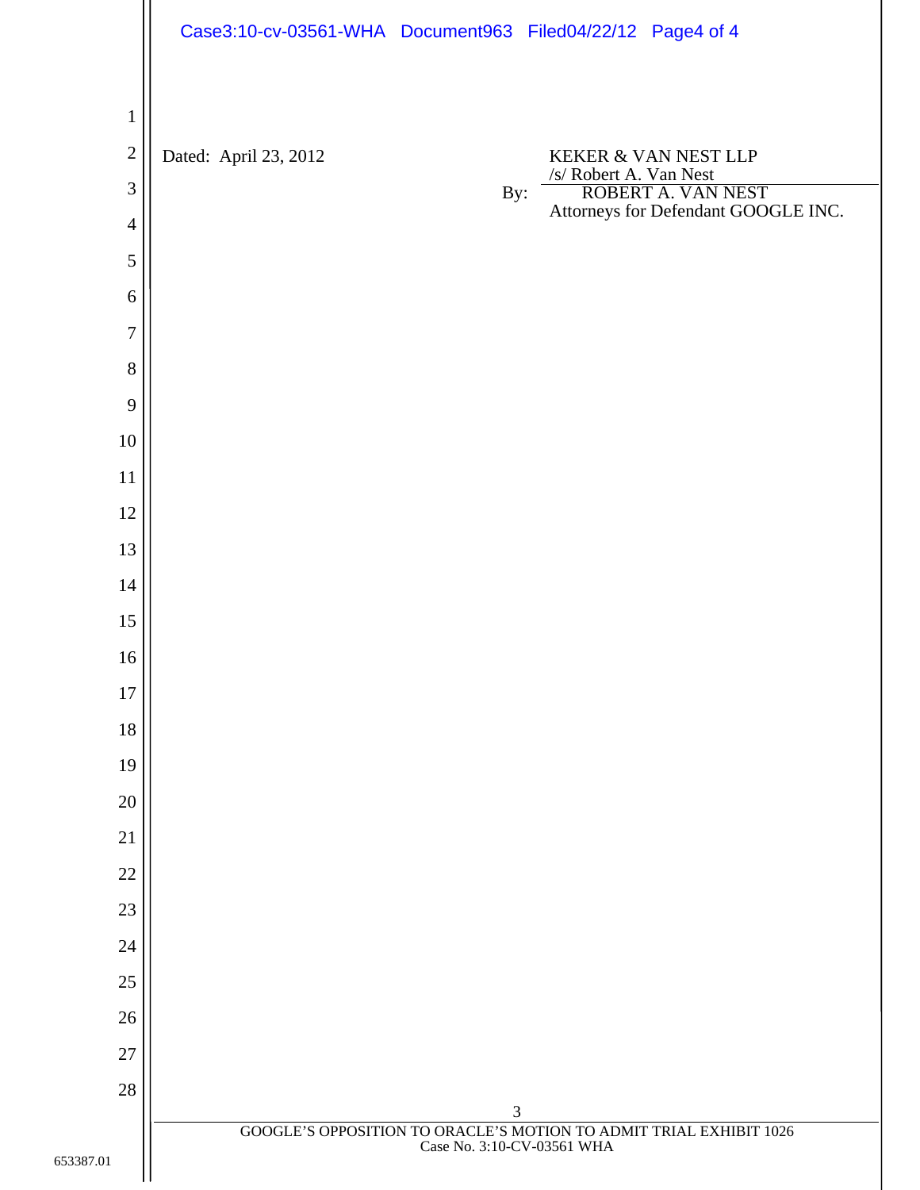Dated: April 23, 2012

KEKER & VAN NEST LLP

By: /s/ Robert A. Van Nest
ROBERT A. VAN NEST
Attorneys for Defendant GOOGLE INC.